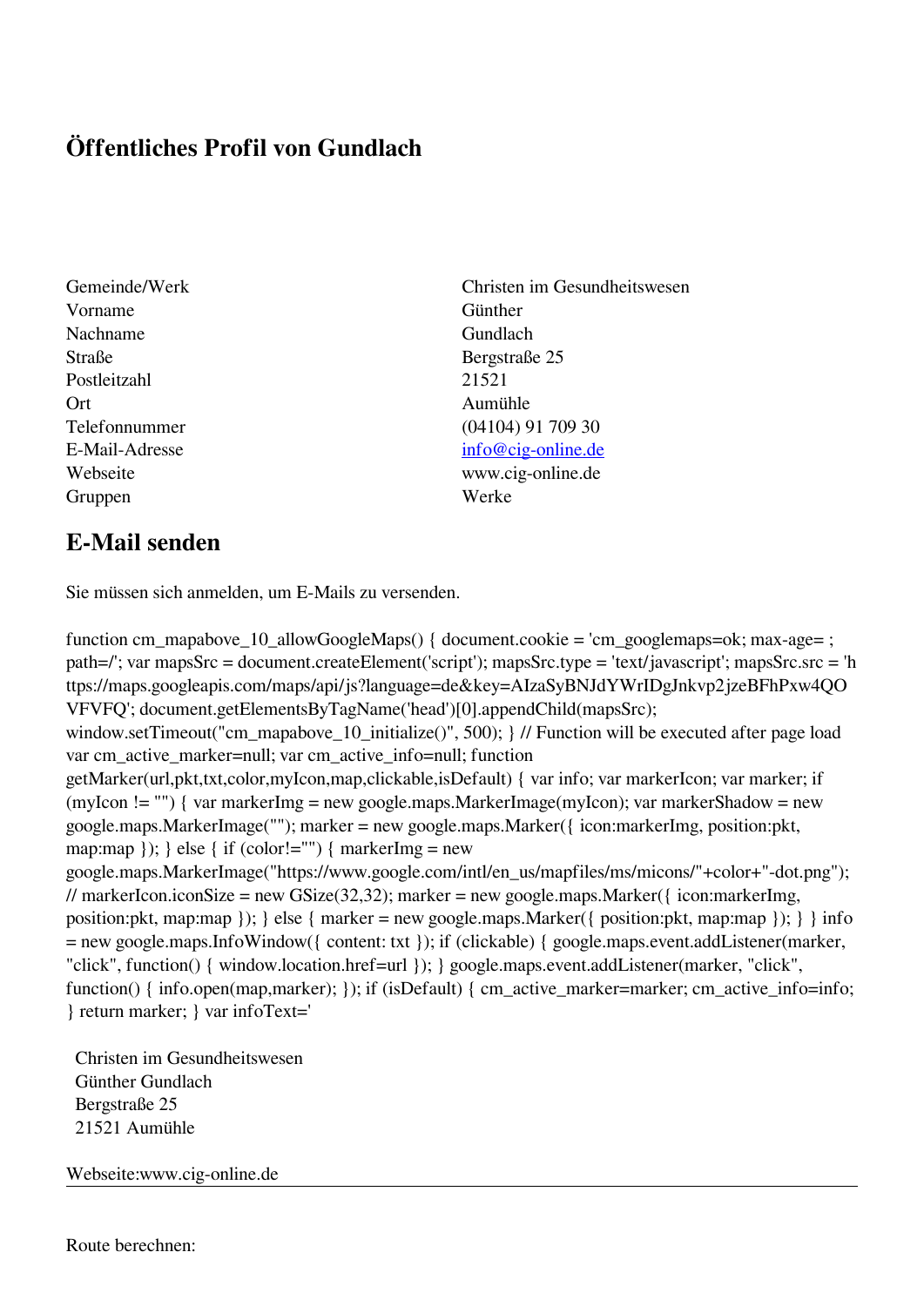# Öffentliches Profil von Gundlach

| | |
|---|---|
| Gemeinde/Werk | Christen im Gesundheitswesen |
| Vorname | Günther |
| Nachname | Gundlach |
| Straße | Bergstraße 25 |
| Postleitzahl | 21521 |
| Ort | Aumühle |
| Telefonnummer | (04104) 91 709 30 |
| E-Mail-Adresse | info@cig-online.de |
| Webseite | www.cig-online.de |
| Gruppen | Werke |

## E-Mail senden

Sie müssen sich anmelden, um E-Mails zu versenden.

```
function cm_mapabove_10_allowGoogleMaps() { document.cookie = 'cm_googlemaps=ok; max-age= ; path=/'; var mapsSrc = document.createElement('script'); mapsSrc.type = 'text/javascript'; mapsSrc.src = 'https://maps.googleapis.com/maps/api/js?language=de&key=AIzaSyBNJdYWrIDgJnkvp2jzeBFhPxw4QOVFVFQ'; document.getElementsByTagName('head')[0].appendChild(mapsSrc); window.setTimeout("cm_mapabove_10_initialize()", 500); } // Function will be executed after page load var cm_active_marker=null; var cm_active_info=null; function getMarker(url,pkt,txt,color,myIcon,map,clickable,isDefault) { var info; var markerIcon; var marker; if (myIcon != "") { var markerImg = new google.maps.MarkerImage(myIcon); var markerShadow = new google.maps.MarkerImage(""); marker = new google.maps.Marker({ icon:markerImg, position:pkt, map:map }); } else { if (color!="") { markerImg = new google.maps.MarkerImage("https://www.google.com/intl/en_us/mapfiles/ms/micons/"+color+"-dot.png"); // markerIcon.iconSize = new GSize(32,32); marker = new google.maps.Marker({ icon:markerImg, position:pkt, map:map }); } else { marker = new google.maps.Marker({ position:pkt, map:map }); } } info = new google.maps.InfoWindow({ content: txt }); if (clickable) { google.maps.event.addListener(marker, "click", function() { window.location.href=url }); } google.maps.event.addListener(marker, "click", function() { info.open(map,marker); }); if (isDefault) { cm_active_marker=marker; cm_active_info=info; } return marker; } var infoText='
```

Christen im Gesundheitswesen
Günther Gundlach
Bergstraße 25
21521 Aumühle

Webseite:www.cig-online.de

---

Route berechnen: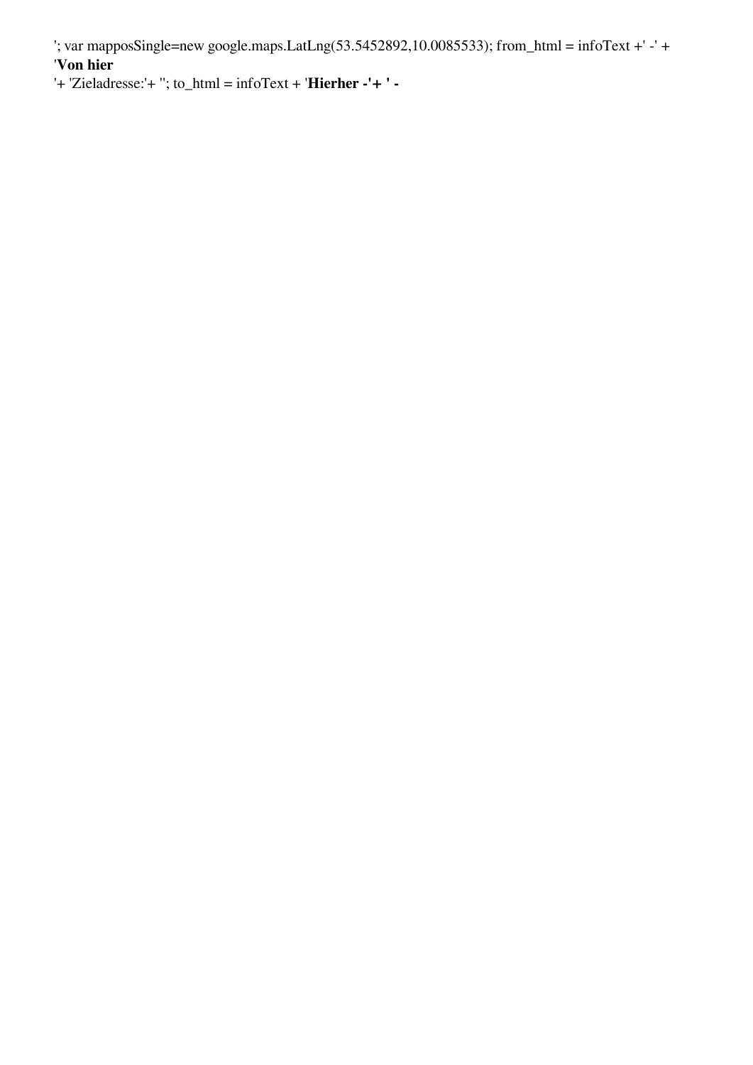'; var mapposSingle=new google.maps.LatLng(53.5452892,10.0085533); from_html = infoText +' -' +
'**Von hier**
'+ 'Zieladresse:'+ ''; to_html = infoText + '**Hierher -'+ ' -**